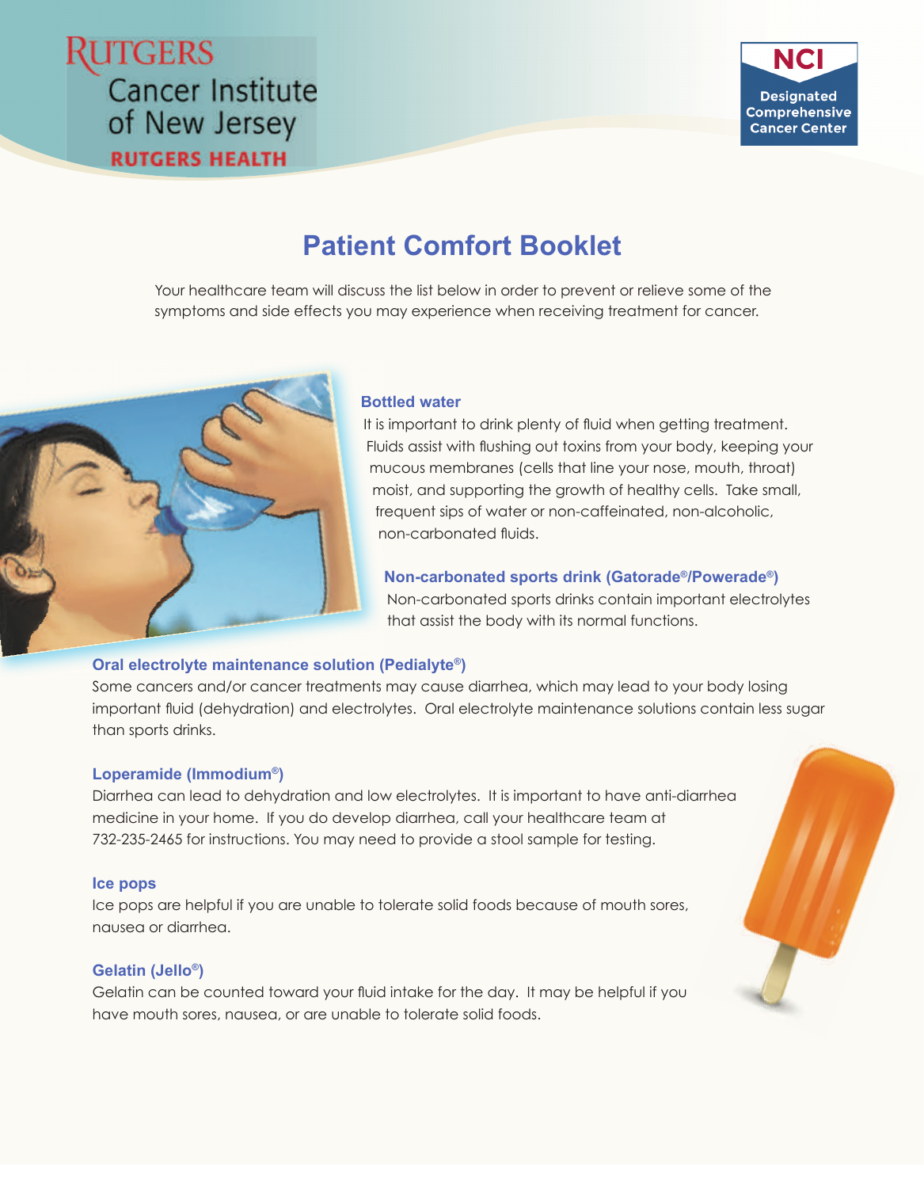RUTGERS
Cancer Institute of New Jersey
RUTGERS HEALTH

NCI
Designated Comprehensive Cancer Center

# Patient Comfort Booklet

Your healthcare team will discuss the list below in order to prevent or relieve some of the symptoms and side effects you may experience when receiving treatment for cancer.

### Bottled water

It is important to drink plenty of fluid when getting treatment. Fluids assist with flushing out toxins from your body, keeping your mucous membranes (cells that line your nose, mouth, throat) moist, and supporting the growth of healthy cells. Take small, frequent sips of water or non-caffeinated, non-alcoholic, non-carbonated fluids.

### Non-carbonated sports drink (Gatorade®/Powerade®)

Non-carbonated sports drinks contain important electrolytes that assist the body with its normal functions.

### Oral electrolyte maintenance solution (Pedialyte®)

Some cancers and/or cancer treatments may cause diarrhea, which may lead to your body losing important fluid (dehydration) and electrolytes. Oral electrolyte maintenance solutions contain less sugar than sports drinks.

### Loperamide (Immodium®)

Diarrhea can lead to dehydration and low electrolytes. It is important to have anti-diarrhea medicine in your home. If you do develop diarrhea, call your healthcare team at 732-235-2465 for instructions. You may need to provide a stool sample for testing.

### Ice pops

Ice pops are helpful if you are unable to tolerate solid foods because of mouth sores, nausea or diarrhea.

### Gelatin (Jello®)

Gelatin can be counted toward your fluid intake for the day. It may be helpful if you have mouth sores, nausea, or are unable to tolerate solid foods.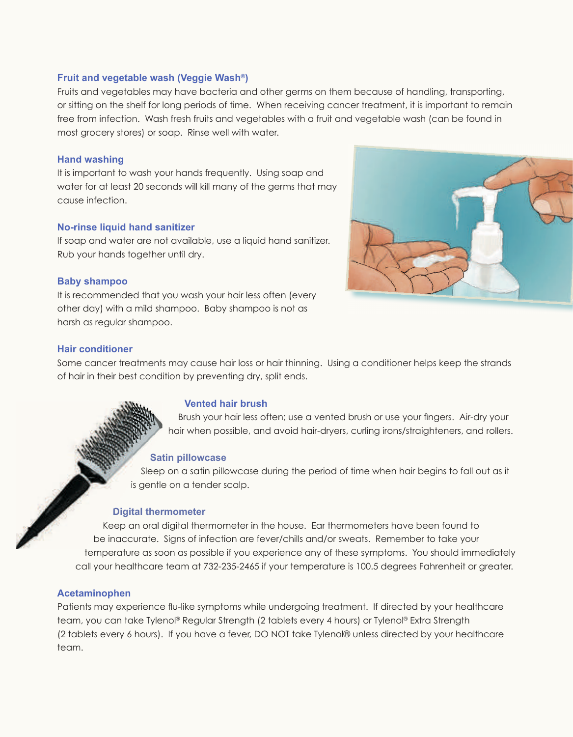### Fruit and vegetable wash (Veggie Wash®)

Fruits and vegetables may have bacteria and other germs on them because of handling, transporting, or sitting on the shelf for long periods of time. When receiving cancer treatment, it is important to remain free from infection. Wash fresh fruits and vegetables with a fruit and vegetable wash (can be found in most grocery stores) or soap. Rinse well with water.

### Hand washing

It is important to wash your hands frequently. Using soap and water for at least 20 seconds will kill many of the germs that may cause infection.

### No-rinse liquid hand sanitizer

If soap and water are not available, use a liquid hand sanitizer. Rub your hands together until dry.

### Baby shampoo

It is recommended that you wash your hair less often (every other day) with a mild shampoo. Baby shampoo is not as harsh as regular shampoo.

### Hair conditioner

Some cancer treatments may cause hair loss or hair thinning. Using a conditioner helps keep the strands of hair in their best condition by preventing dry, split ends.

### Vented hair brush

Brush your hair less often; use a vented brush or use your fingers. Air-dry your hair when possible, and avoid hair-dryers, curling irons/straighteners, and rollers.

### Satin pillowcase

Sleep on a satin pillowcase during the period of time when hair begins to fall out as it is gentle on a tender scalp.

### Digital thermometer

Keep an oral digital thermometer in the house. Ear thermometers have been found to be inaccurate. Signs of infection are fever/chills and/or sweats. Remember to take your temperature as soon as possible if you experience any of these symptoms. You should immediately call your healthcare team at 732-235-2465 if your temperature is 100.5 degrees Fahrenheit or greater.

### Acetaminophen

Patients may experience flu-like symptoms while undergoing treatment. If directed by your healthcare team, you can take Tylenol® Regular Strength (2 tablets every 4 hours) or Tylenol® Extra Strength (2 tablets every 6 hours). If you have a fever, DO NOT take Tylenol® unless directed by your healthcare team.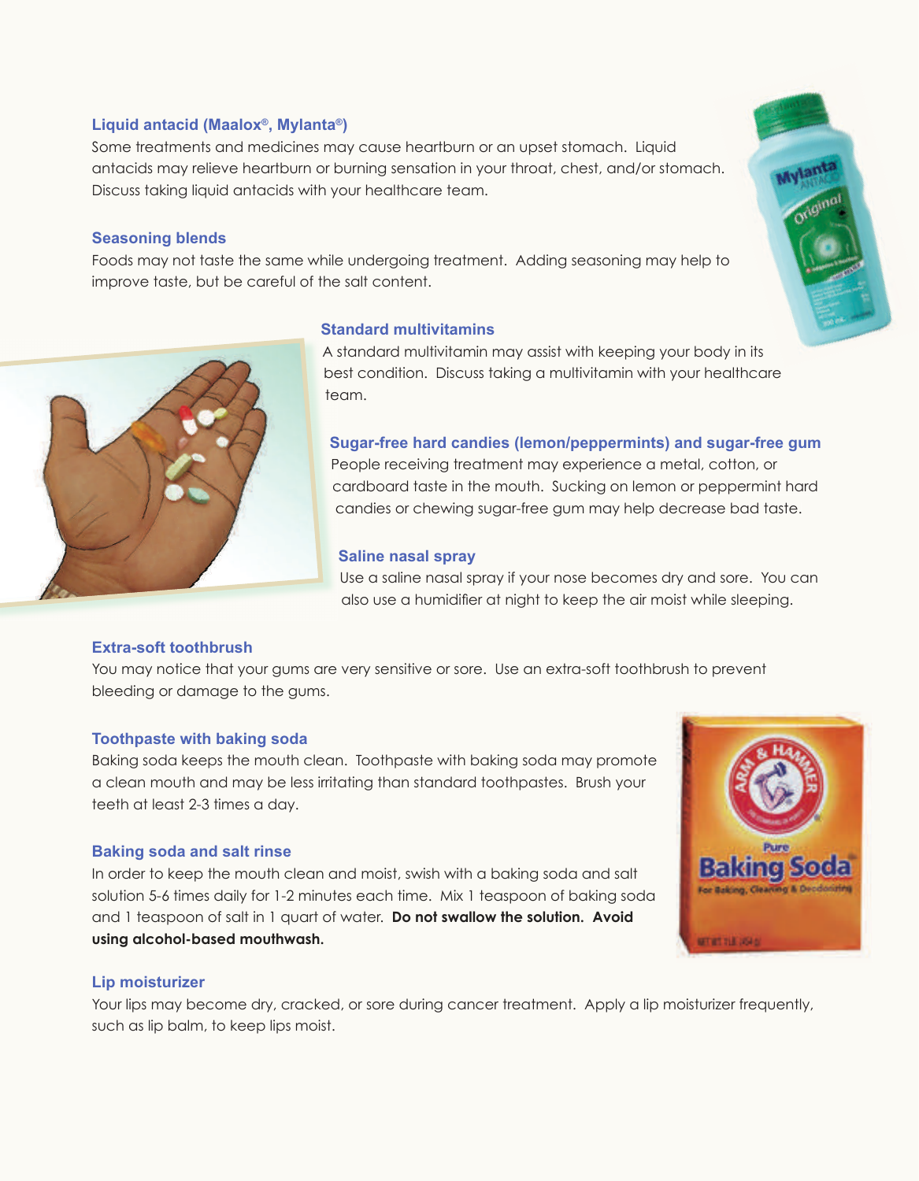### Liquid antacid (Maalox®, Mylanta®)

Some treatments and medicines may cause heartburn or an upset stomach. Liquid antacids may relieve heartburn or burning sensation in your throat, chest, and/or stomach. Discuss taking liquid antacids with your healthcare team.

### Seasoning blends

Foods may not taste the same while undergoing treatment. Adding seasoning may help to improve taste, but be careful of the salt content.

### Standard multivitamins

A standard multivitamin may assist with keeping your body in its best condition. Discuss taking a multivitamin with your healthcare team.

### Sugar-free hard candies (lemon/peppermints) and sugar-free gum

People receiving treatment may experience a metal, cotton, or cardboard taste in the mouth. Sucking on lemon or peppermint hard candies or chewing sugar-free gum may help decrease bad taste.

### Saline nasal spray

Use a saline nasal spray if your nose becomes dry and sore. You can also use a humidifier at night to keep the air moist while sleeping.

### Extra-soft toothbrush

You may notice that your gums are very sensitive or sore. Use an extra-soft toothbrush to prevent bleeding or damage to the gums.

### Toothpaste with baking soda

Baking soda keeps the mouth clean. Toothpaste with baking soda may promote a clean mouth and may be less irritating than standard toothpastes. Brush your teeth at least 2-3 times a day.

### Baking soda and salt rinse

In order to keep the mouth clean and moist, swish with a baking soda and salt solution 5-6 times daily for 1-2 minutes each time. Mix 1 teaspoon of baking soda and 1 teaspoon of salt in 1 quart of water. **Do not swallow the solution. Avoid using alcohol-based mouthwash.**

### Lip moisturizer

Your lips may become dry, cracked, or sore during cancer treatment. Apply a lip moisturizer frequently, such as lip balm, to keep lips moist.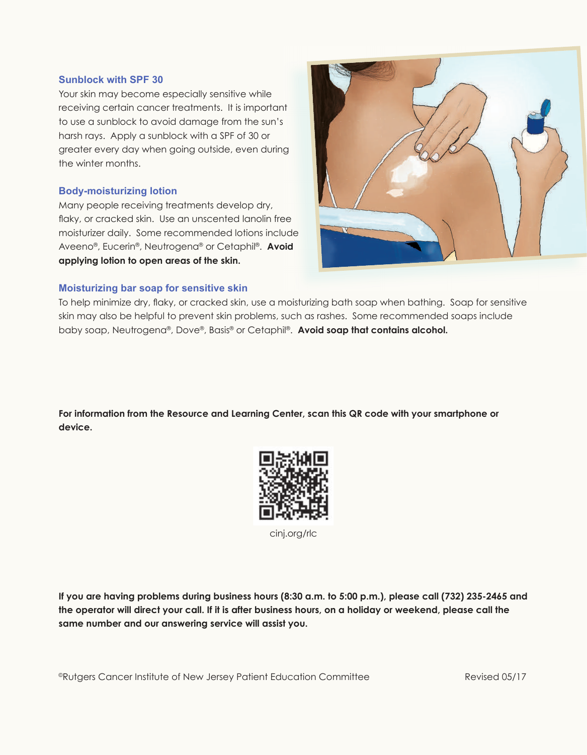### Sunblock with SPF 30

Your skin may become especially sensitive while receiving certain cancer treatments. It is important to use a sunblock to avoid damage from the sun's harsh rays. Apply a sunblock with a SPF of 30 or greater every day when going outside, even during the winter months.

### Body-moisturizing lotion

Many people receiving treatments develop dry, flaky, or cracked skin. Use an unscented lanolin free moisturizer daily. Some recommended lotions include Aveeno®, Eucerin®, Neutrogena® or Cetaphil®. **Avoid applying lotion to open areas of the skin.**

### Moisturizing bar soap for sensitive skin

To help minimize dry, flaky, or cracked skin, use a moisturizing bath soap when bathing. Soap for sensitive skin may also be helpful to prevent skin problems, such as rashes. Some recommended soaps include baby soap, Neutrogena®, Dove®, Basis® or Cetaphil®. **Avoid soap that contains alcohol.**

**For information from the Resource and Learning Center, scan this QR code with your smartphone or device.**

cinj.org/rlc

**If you are having problems during business hours (8:30 a.m. to 5:00 p.m.), please call (732) 235-2465 and the operator will direct your call. If it is after business hours, on a holiday or weekend, please call the same number and our answering service will assist you.**

©Rutgers Cancer Institute of New Jersey Patient Education Committee Revised 05/17